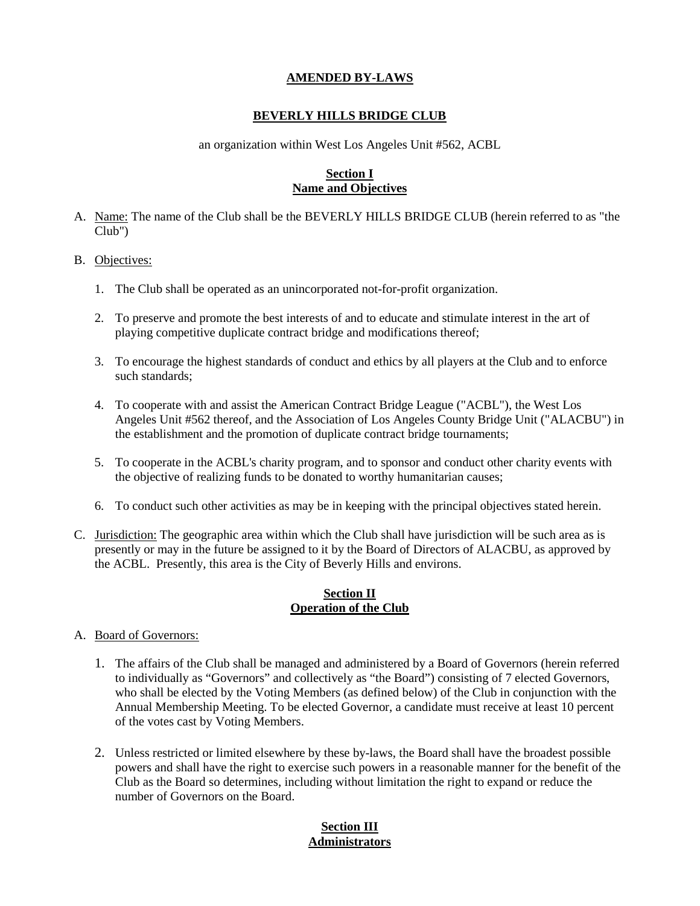# AMENDED BY-LAWS

## BEVERLY HILLS BRIDGE CLUB

an organization within West Los Angeles Unit #562, ACBL

## Section I
## Name and Objectives

A. Name: The name of the Club shall be the BEVERLY HILLS BRIDGE CLUB (herein referred to as "the Club")

B. Objectives:

   1. The Club shall be operated as an unincorporated not-for-profit organization.

   2. To preserve and promote the best interests of and to educate and stimulate interest in the art of playing competitive duplicate contract bridge and modifications thereof;

   3. To encourage the highest standards of conduct and ethics by all players at the Club and to enforce such standards;

   4. To cooperate with and assist the American Contract Bridge League ("ACBL"), the West Los Angeles Unit #562 thereof, and the Association of Los Angeles County Bridge Unit ("ALACBU") in the establishment and the promotion of duplicate contract bridge tournaments;

   5. To cooperate in the ACBL's charity program, and to sponsor and conduct other charity events with the objective of realizing funds to be donated to worthy humanitarian causes;

   6. To conduct such other activities as may be in keeping with the principal objectives stated herein.

C. Jurisdiction: The geographic area within which the Club shall have jurisdiction will be such area as is presently or may in the future be assigned to it by the Board of Directors of ALACBU, as approved by the ACBL. Presently, this area is the City of Beverly Hills and environs.

## Section II
## Operation of the Club

A. Board of Governors:

   1. The affairs of the Club shall be managed and administered by a Board of Governors (herein referred to individually as "Governors" and collectively as "the Board") consisting of 7 elected Governors, who shall be elected by the Voting Members (as defined below) of the Club in conjunction with the Annual Membership Meeting. To be elected Governor, a candidate must receive at least 10 percent of the votes cast by Voting Members.

   2. Unless restricted or limited elsewhere by these by-laws, the Board shall have the broadest possible powers and shall have the right to exercise such powers in a reasonable manner for the benefit of the Club as the Board so determines, including without limitation the right to expand or reduce the number of Governors on the Board.

## Section III
## Administrators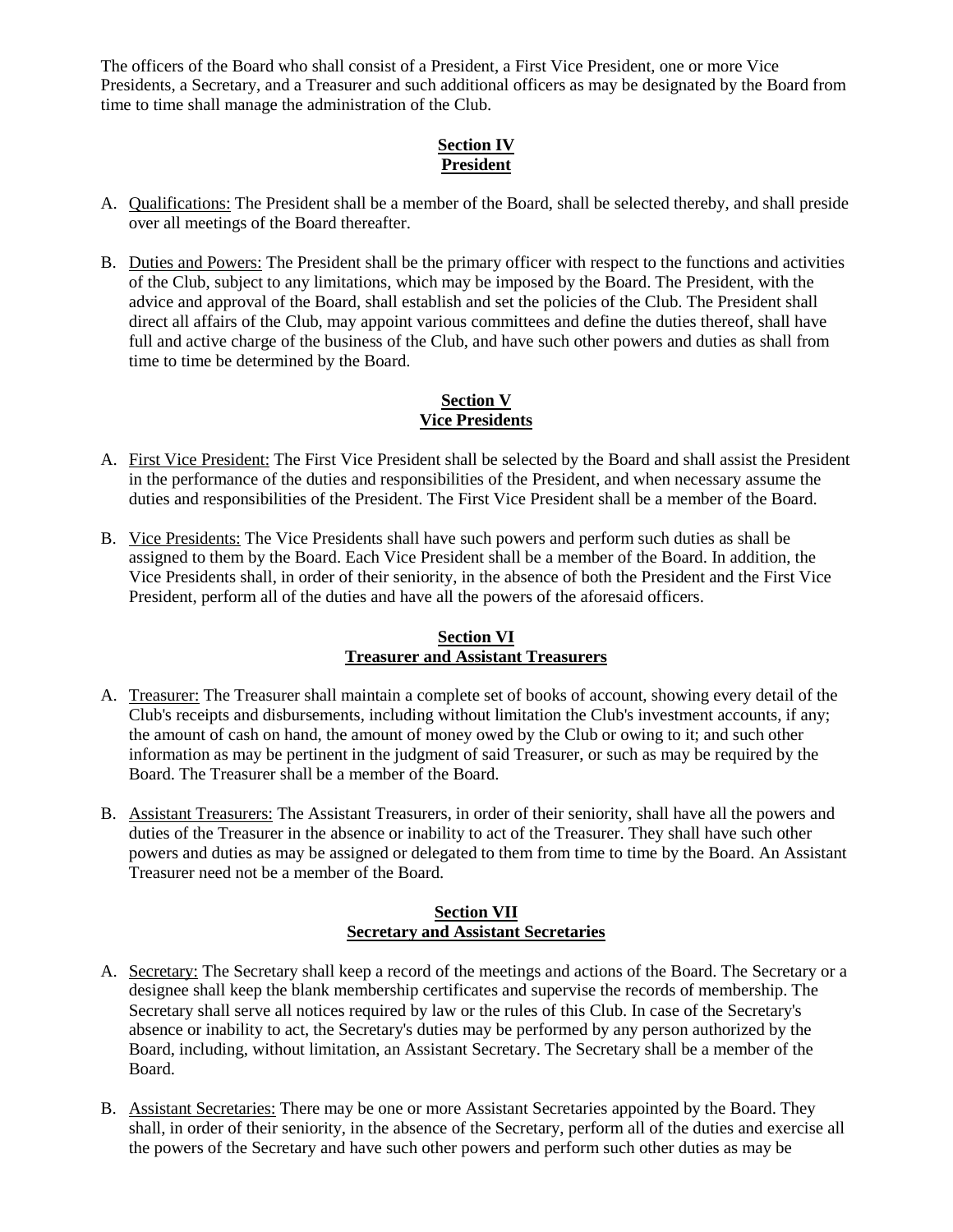The officers of the Board who shall consist of a President, a First Vice President, one or more Vice Presidents, a Secretary, and a Treasurer and such additional officers as may be designated by the Board from time to time shall manage the administration of the Club.

## Section IV
## President

A. Qualifications: The President shall be a member of the Board, shall be selected thereby, and shall preside over all meetings of the Board thereafter.

B. Duties and Powers: The President shall be the primary officer with respect to the functions and activities of the Club, subject to any limitations, which may be imposed by the Board. The President, with the advice and approval of the Board, shall establish and set the policies of the Club. The President shall direct all affairs of the Club, may appoint various committees and define the duties thereof, shall have full and active charge of the business of the Club, and have such other powers and duties as shall from time to time be determined by the Board.

## Section V
## Vice Presidents

A. First Vice President: The First Vice President shall be selected by the Board and shall assist the President in the performance of the duties and responsibilities of the President, and when necessary assume the duties and responsibilities of the President. The First Vice President shall be a member of the Board.

B. Vice Presidents: The Vice Presidents shall have such powers and perform such duties as shall be assigned to them by the Board. Each Vice President shall be a member of the Board. In addition, the Vice Presidents shall, in order of their seniority, in the absence of both the President and the First Vice President, perform all of the duties and have all the powers of the aforesaid officers.

## Section VI
## Treasurer and Assistant Treasurers

A. Treasurer: The Treasurer shall maintain a complete set of books of account, showing every detail of the Club's receipts and disbursements, including without limitation the Club's investment accounts, if any; the amount of cash on hand, the amount of money owed by the Club or owing to it; and such other information as may be pertinent in the judgment of said Treasurer, or such as may be required by the Board. The Treasurer shall be a member of the Board.

B. Assistant Treasurers: The Assistant Treasurers, in order of their seniority, shall have all the powers and duties of the Treasurer in the absence or inability to act of the Treasurer. They shall have such other powers and duties as may be assigned or delegated to them from time to time by the Board. An Assistant Treasurer need not be a member of the Board.

## Section VII
## Secretary and Assistant Secretaries

A. Secretary: The Secretary shall keep a record of the meetings and actions of the Board. The Secretary or a designee shall keep the blank membership certificates and supervise the records of membership. The Secretary shall serve all notices required by law or the rules of this Club. In case of the Secretary's absence or inability to act, the Secretary's duties may be performed by any person authorized by the Board, including, without limitation, an Assistant Secretary. The Secretary shall be a member of the Board.

B. Assistant Secretaries: There may be one or more Assistant Secretaries appointed by the Board. They shall, in order of their seniority, in the absence of the Secretary, perform all of the duties and exercise all the powers of the Secretary and have such other powers and perform such other duties as may be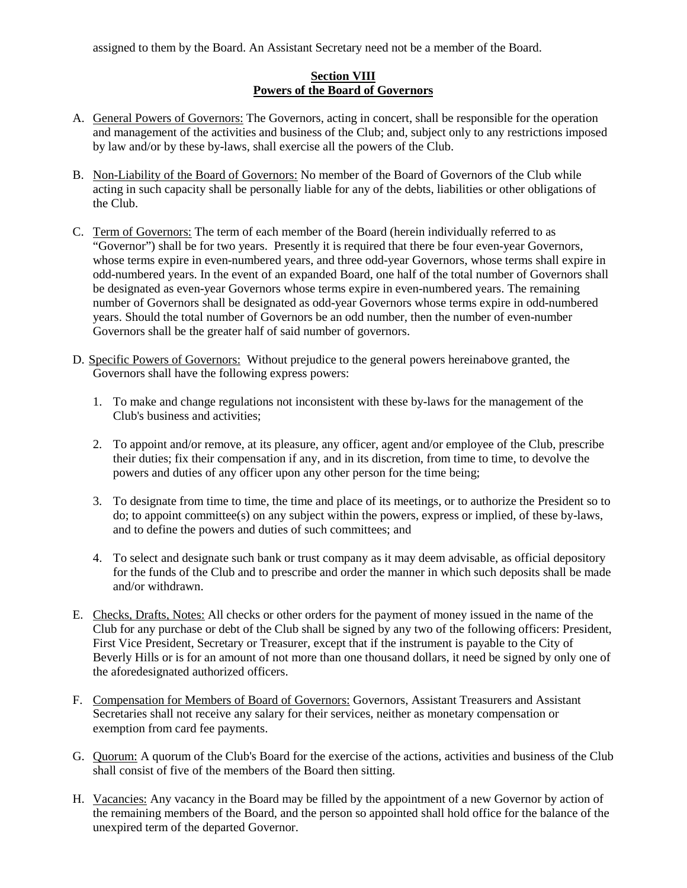assigned to them by the Board. An Assistant Secretary need not be a member of the Board.

## Section VIII
## Powers of the Board of Governors

A. General Powers of Governors: The Governors, acting in concert, shall be responsible for the operation and management of the activities and business of the Club; and, subject only to any restrictions imposed by law and/or by these by-laws, shall exercise all the powers of the Club.

B. Non-Liability of the Board of Governors: No member of the Board of Governors of the Club while acting in such capacity shall be personally liable for any of the debts, liabilities or other obligations of the Club.

C. Term of Governors: The term of each member of the Board (herein individually referred to as "Governor") shall be for two years. Presently it is required that there be four even-year Governors, whose terms expire in even-numbered years, and three odd-year Governors, whose terms shall expire in odd-numbered years. In the event of an expanded Board, one half of the total number of Governors shall be designated as even-year Governors whose terms expire in even-numbered years. The remaining number of Governors shall be designated as odd-year Governors whose terms expire in odd-numbered years. Should the total number of Governors be an odd number, then the number of even-number Governors shall be the greater half of said number of governors.

D. Specific Powers of Governors: Without prejudice to the general powers hereinabove granted, the Governors shall have the following express powers:

   1. To make and change regulations not inconsistent with these by-laws for the management of the Club's business and activities;

   2. To appoint and/or remove, at its pleasure, any officer, agent and/or employee of the Club, prescribe their duties; fix their compensation if any, and in its discretion, from time to time, to devolve the powers and duties of any officer upon any other person for the time being;

   3. To designate from time to time, the time and place of its meetings, or to authorize the President so to do; to appoint committee(s) on any subject within the powers, express or implied, of these by-laws, and to define the powers and duties of such committees; and

   4. To select and designate such bank or trust company as it may deem advisable, as official depository for the funds of the Club and to prescribe and order the manner in which such deposits shall be made and/or withdrawn.

E. Checks, Drafts, Notes: All checks or other orders for the payment of money issued in the name of the Club for any purchase or debt of the Club shall be signed by any two of the following officers: President, First Vice President, Secretary or Treasurer, except that if the instrument is payable to the City of Beverly Hills or is for an amount of not more than one thousand dollars, it need be signed by only one of the aforedesignated authorized officers.

F. Compensation for Members of Board of Governors: Governors, Assistant Treasurers and Assistant Secretaries shall not receive any salary for their services, neither as monetary compensation or exemption from card fee payments.

G. Quorum: A quorum of the Club's Board for the exercise of the actions, activities and business of the Club shall consist of five of the members of the Board then sitting.

H. Vacancies: Any vacancy in the Board may be filled by the appointment of a new Governor by action of the remaining members of the Board, and the person so appointed shall hold office for the balance of the unexpired term of the departed Governor.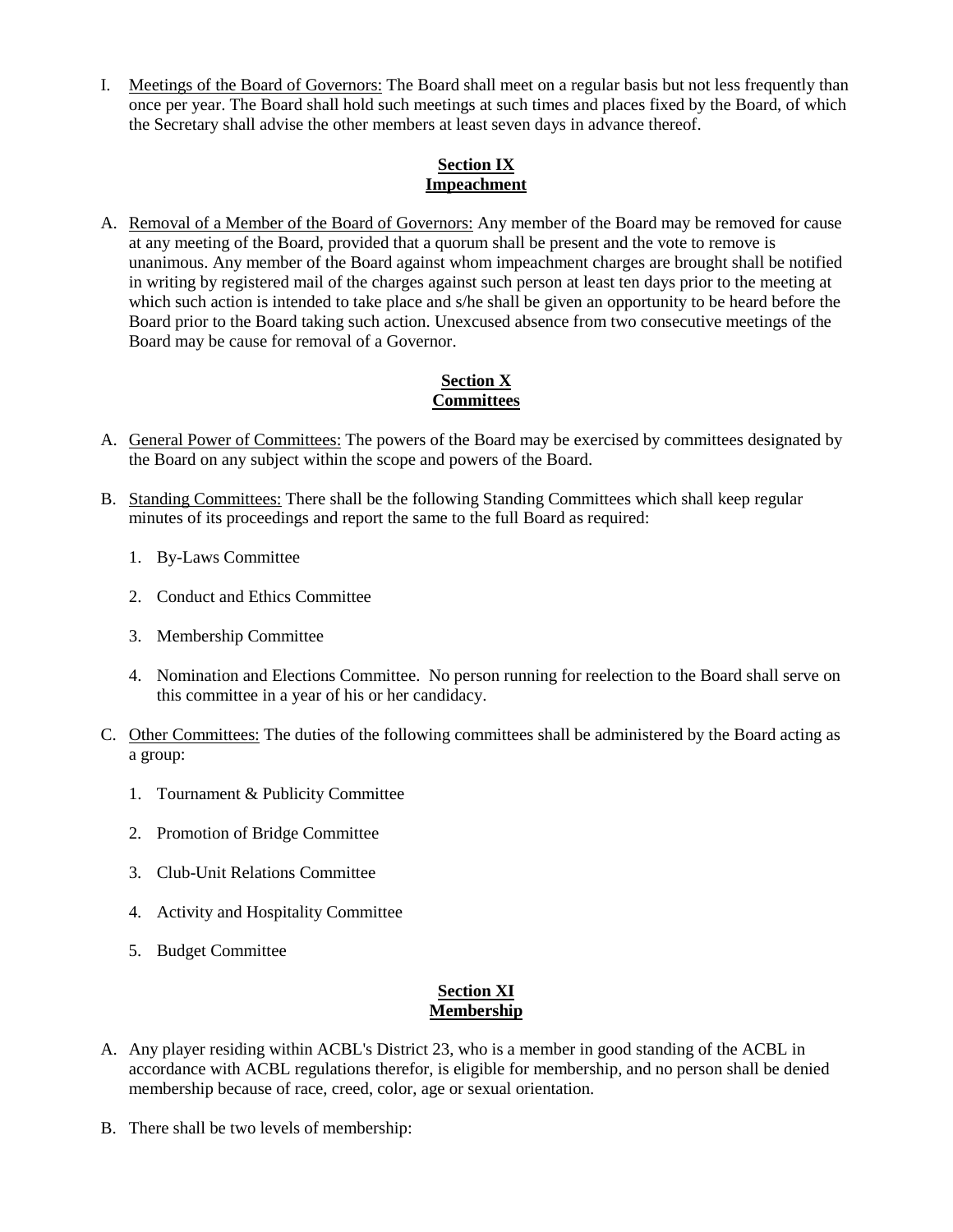I. <u>Meetings of the Board of Governors:</u> The Board shall meet on a regular basis but not less frequently than once per year. The Board shall hold such meetings at such times and places fixed by the Board, of which the Secretary shall advise the other members at least seven days in advance thereof.

## Section IX
## Impeachment

A. <u>Removal of a Member of the Board of Governors:</u> Any member of the Board may be removed for cause at any meeting of the Board, provided that a quorum shall be present and the vote to remove is unanimous. Any member of the Board against whom impeachment charges are brought shall be notified in writing by registered mail of the charges against such person at least ten days prior to the meeting at which such action is intended to take place and s/he shall be given an opportunity to be heard before the Board prior to the Board taking such action. Unexcused absence from two consecutive meetings of the Board may be cause for removal of a Governor.

## Section X
## Committees

A. <u>General Power of Committees:</u> The powers of the Board may be exercised by committees designated by the Board on any subject within the scope and powers of the Board.

B. <u>Standing Committees:</u> There shall be the following Standing Committees which shall keep regular minutes of its proceedings and report the same to the full Board as required:

   1. By-Laws Committee

   2. Conduct and Ethics Committee

   3. Membership Committee

   4. Nomination and Elections Committee. No person running for reelection to the Board shall serve on this committee in a year of his or her candidacy.

C. <u>Other Committees:</u> The duties of the following committees shall be administered by the Board acting as a group:

   1. Tournament & Publicity Committee

   2. Promotion of Bridge Committee

   3. Club-Unit Relations Committee

   4. Activity and Hospitality Committee

   5. Budget Committee

## Section XI
## Membership

A. Any player residing within ACBL's District 23, who is a member in good standing of the ACBL in accordance with ACBL regulations therefor, is eligible for membership, and no person shall be denied membership because of race, creed, color, age or sexual orientation.

B. There shall be two levels of membership: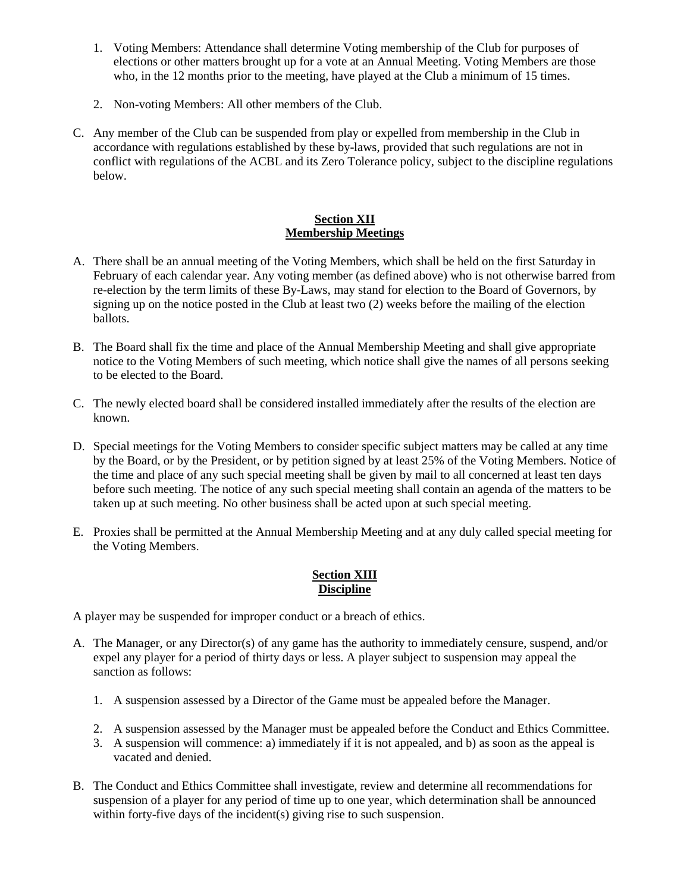1. Voting Members: Attendance shall determine Voting membership of the Club for purposes of elections or other matters brought up for a vote at an Annual Meeting. Voting Members are those who, in the 12 months prior to the meeting, have played at the Club a minimum of 15 times.

2. Non-voting Members: All other members of the Club.

C. Any member of the Club can be suspended from play or expelled from membership in the Club in accordance with regulations established by these by-laws, provided that such regulations are not in conflict with regulations of the ACBL and its Zero Tolerance policy, subject to the discipline regulations below.

## Section XII
## Membership Meetings

A. There shall be an annual meeting of the Voting Members, which shall be held on the first Saturday in February of each calendar year. Any voting member (as defined above) who is not otherwise barred from re-election by the term limits of these By-Laws, may stand for election to the Board of Governors, by signing up on the notice posted in the Club at least two (2) weeks before the mailing of the election ballots.

B. The Board shall fix the time and place of the Annual Membership Meeting and shall give appropriate notice to the Voting Members of such meeting, which notice shall give the names of all persons seeking to be elected to the Board.

C. The newly elected board shall be considered installed immediately after the results of the election are known.

D. Special meetings for the Voting Members to consider specific subject matters may be called at any time by the Board, or by the President, or by petition signed by at least 25% of the Voting Members. Notice of the time and place of any such special meeting shall be given by mail to all concerned at least ten days before such meeting. The notice of any such special meeting shall contain an agenda of the matters to be taken up at such meeting. No other business shall be acted upon at such special meeting.

E. Proxies shall be permitted at the Annual Membership Meeting and at any duly called special meeting for the Voting Members.

## Section XIII
## Discipline

A player may be suspended for improper conduct or a breach of ethics.

A. The Manager, or any Director(s) of any game has the authority to immediately censure, suspend, and/or expel any player for a period of thirty days or less. A player subject to suspension may appeal the sanction as follows:

   1. A suspension assessed by a Director of the Game must be appealed before the Manager.

   2. A suspension assessed by the Manager must be appealed before the Conduct and Ethics Committee.
   3. A suspension will commence: a) immediately if it is not appealed, and b) as soon as the appeal is vacated and denied.

B. The Conduct and Ethics Committee shall investigate, review and determine all recommendations for suspension of a player for any period of time up to one year, which determination shall be announced within forty-five days of the incident(s) giving rise to such suspension.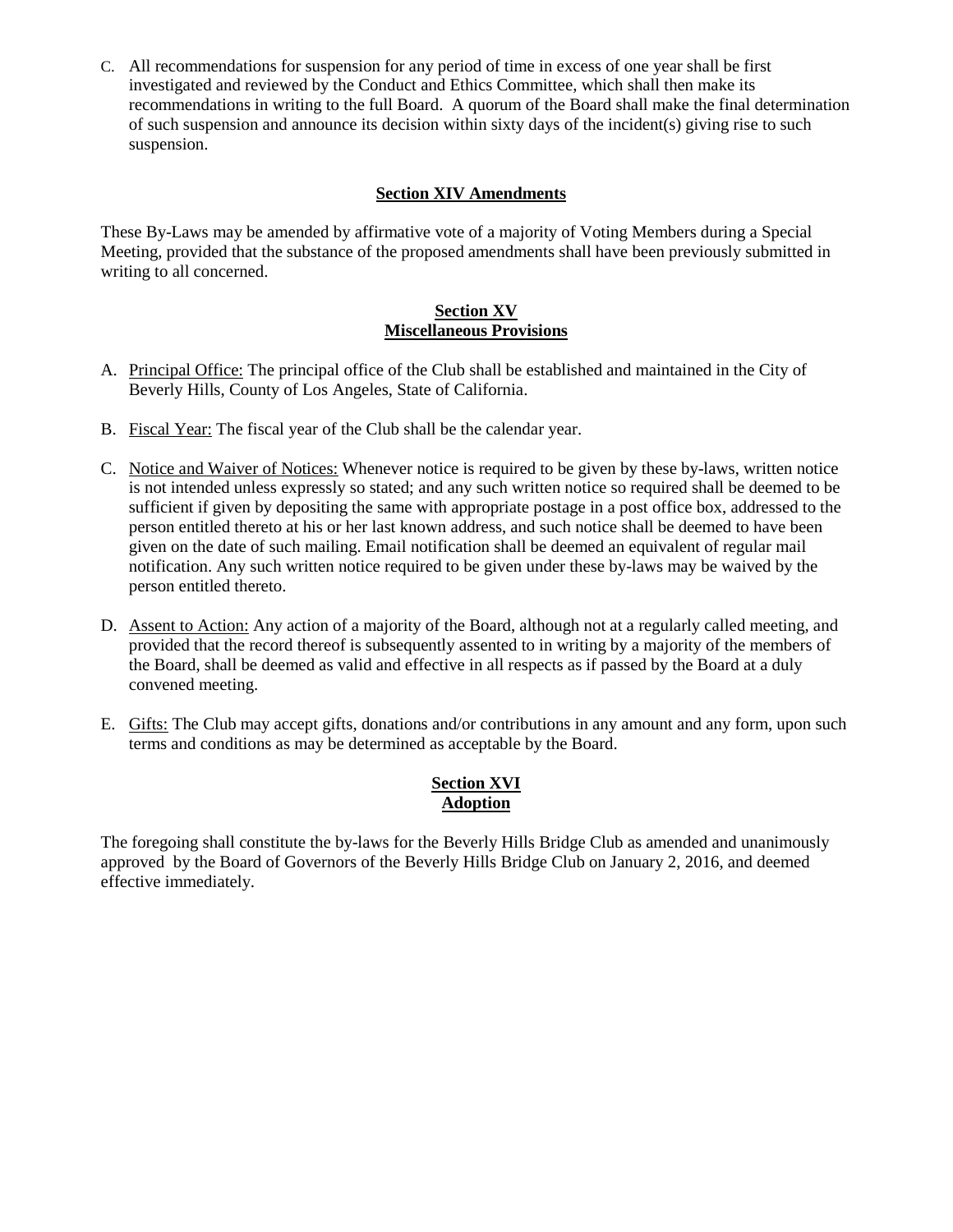C. All recommendations for suspension for any period of time in excess of one year shall be first investigated and reviewed by the Conduct and Ethics Committee, which shall then make its recommendations in writing to the full Board. A quorum of the Board shall make the final determination of such suspension and announce its decision within sixty days of the incident(s) giving rise to such suspension.

## Section XIV Amendments

These By-Laws may be amended by affirmative vote of a majority of Voting Members during a Special Meeting, provided that the substance of the proposed amendments shall have been previously submitted in writing to all concerned.

## Section XV
## Miscellaneous Provisions

A. Principal Office: The principal office of the Club shall be established and maintained in the City of Beverly Hills, County of Los Angeles, State of California.

B. Fiscal Year: The fiscal year of the Club shall be the calendar year.

C. Notice and Waiver of Notices: Whenever notice is required to be given by these by-laws, written notice is not intended unless expressly so stated; and any such written notice so required shall be deemed to be sufficient if given by depositing the same with appropriate postage in a post office box, addressed to the person entitled thereto at his or her last known address, and such notice shall be deemed to have been given on the date of such mailing. Email notification shall be deemed an equivalent of regular mail notification. Any such written notice required to be given under these by-laws may be waived by the person entitled thereto.

D. Assent to Action: Any action of a majority of the Board, although not at a regularly called meeting, and provided that the record thereof is subsequently assented to in writing by a majority of the members of the Board, shall be deemed as valid and effective in all respects as if passed by the Board at a duly convened meeting.

E. Gifts: The Club may accept gifts, donations and/or contributions in any amount and any form, upon such terms and conditions as may be determined as acceptable by the Board.

## Section XVI
## Adoption

The foregoing shall constitute the by-laws for the Beverly Hills Bridge Club as amended and unanimously approved by the Board of Governors of the Beverly Hills Bridge Club on January 2, 2016, and deemed effective immediately.